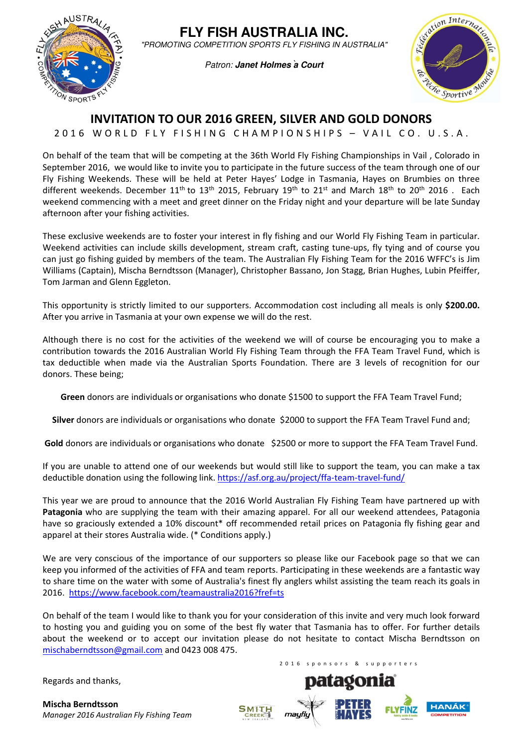# FLY FISH AUSTRALIA INC.

*"PROMOTING COMPETITION SPORTS FLY FISHING IN AUSTRALIA"*

*Patron:* ***Janet Holmes à Court***

## INVITATION TO OUR 2016 GREEN, SILVER AND GOLD DONORS

2016 WORLD FLY FISHING CHAMPIONSHIPS – VAIL CO. U.S.A.

On behalf of the team that will be competing at the 36th World Fly Fishing Championships in Vail , Colorado in September 2016, we would like to invite you to participate in the future success of the team through one of our Fly Fishing Weekends. These will be held at Peter Hayes' Lodge in Tasmania, Hayes on Brumbies on three different weekends. December 11th to 13th 2015, February 19th to 21st and March 18th to 20th 2016 . Each weekend commencing with a meet and greet dinner on the Friday night and your departure will be late Sunday afternoon after your fishing activities.

These exclusive weekends are to foster your interest in fly fishing and our World Fly Fishing Team in particular. Weekend activities can include skills development, stream craft, casting tune-ups, fly tying and of course you can just go fishing guided by members of the team. The Australian Fly Fishing Team for the 2016 WFFC's is Jim Williams (Captain), Mischa Berndtsson (Manager), Christopher Bassano, Jon Stagg, Brian Hughes, Lubin Pfeiffer, Tom Jarman and Glenn Eggleton.

This opportunity is strictly limited to our supporters. Accommodation cost including all meals is only **$200.00.** After you arrive in Tasmania at your own expense we will do the rest.

Although there is no cost for the activities of the weekend we will of course be encouraging you to make a contribution towards the 2016 Australian World Fly Fishing Team through the FFA Team Travel Fund, which is tax deductible when made via the Australian Sports Foundation. There are 3 levels of recognition for our donors. These being;

**Green** donors are individuals or organisations who donate $1500 to support the FFA Team Travel Fund;

**Silver** donors are individuals or organisations who donate $2000 to support the FFA Team Travel Fund and;

**Gold** donors are individuals or organisations who donate $2500 or more to support the FFA Team Travel Fund.

If you are unable to attend one of our weekends but would still like to support the team, you can make a tax deductible donation using the following link. https://asf.org.au/project/ffa-team-travel-fund/

This year we are proud to announce that the 2016 World Australian Fly Fishing Team have partnered up with **Patagonia** who are supplying the team with their amazing apparel. For all our weekend attendees, Patagonia have so graciously extended a 10% discount* off recommended retail prices on Patagonia fly fishing gear and apparel at their stores Australia wide. (* Conditions apply.)

We are very conscious of the importance of our supporters so please like our Facebook page so that we can keep you informed of the activities of FFA and team reports. Participating in these weekends are a fantastic way to share time on the water with some of Australia's finest fly anglers whilst assisting the team reach its goals in 2016. https://www.facebook.com/teamaustralia2016?fref=ts

On behalf of the team I would like to thank you for your consideration of this invite and very much look forward to hosting you and guiding you on some of the best fly water that Tasmania has to offer. For further details about the weekend or to accept our invitation please do not hesitate to contact Mischa Berndtsson on mischaberndtsson@gmail.com and 0423 008 475.

Regards and thanks,

**Mischa Berndtsson**
*Manager 2016 Australian Fly Fishing Team*

2016 sponsors & supporters

patagonia · Smith Creek · mayfly · Peter Hayes · Flyfinz · Hanák Competition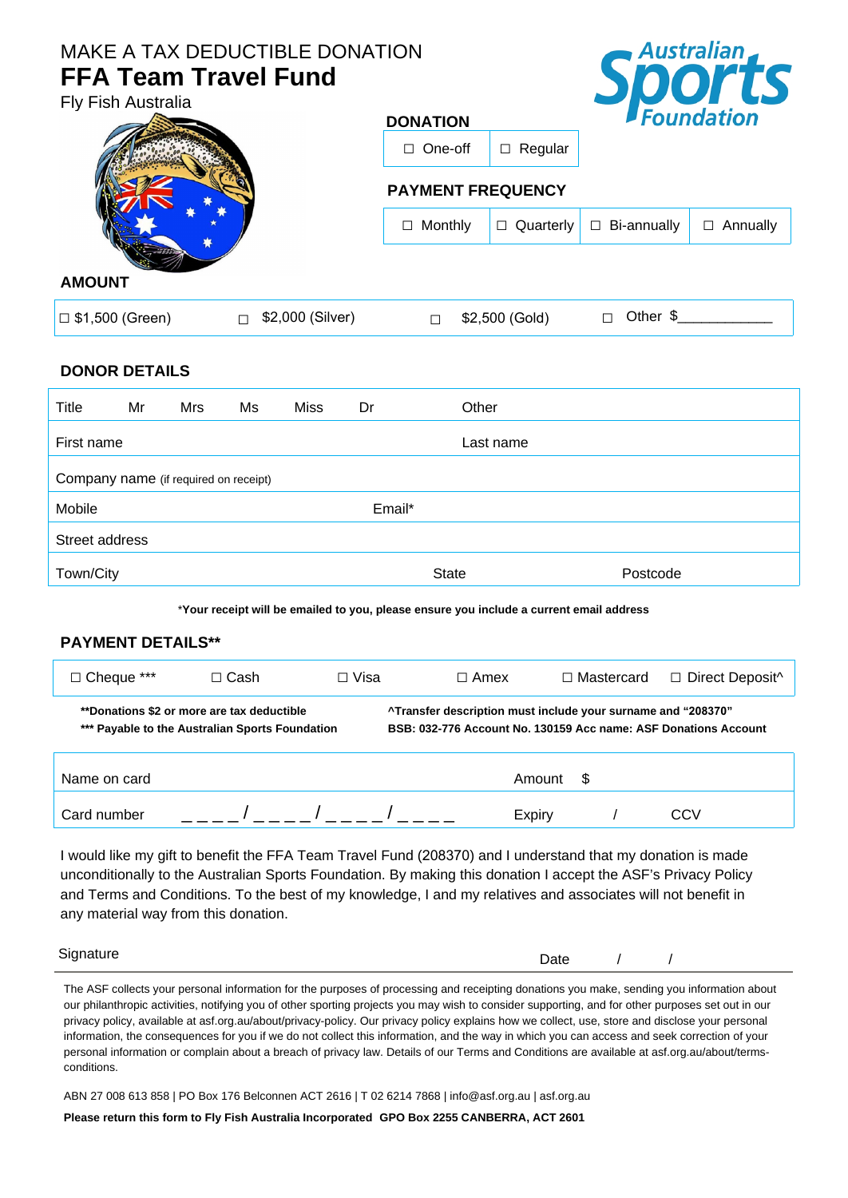MAKE A TAX DEDUCTIBLE DONATION

# FFA Team Travel Fund

Fly Fish Australia

**DONATION**

| | |
|---|---|
| ☐ One-off | ☐ Regular |

**PAYMENT FREQUENCY**

| | | | |
|---|---|---|---|
| ☐ Monthly | ☐ Quarterly | ☐ Bi-annually | ☐ Annually |

**AMOUNT**

| | | | |
|---|---|---|---|
| ☐ $1,500 (Green) | ☐ $2,000 (Silver) | ☐ $2,500 (Gold) | ☐ Other $___________ |

**DONOR DETAILS**

| | | | | | | |
|---|---|---|---|---|---|---|
| Title | Mr | Mrs | Ms | Miss | Dr | Other |
| First name | | | | | | Last name |
| Company name (if required on receipt) | | | | | | |
| Mobile | | | | Email* | | |
| Street address | | | | | | |
| Town/City | | | | State | | Postcode |

*Your receipt will be emailed to you, please ensure you include a current email address**

**PAYMENT DETAILS****

| | | | | | |
|---|---|---|---|---|---|
| ☐ Cheque *** | ☐ Cash | ☐ Visa | ☐ Amex | ☐ Mastercard | ☐ Direct Deposit^ |

**Donations $2 or more are tax deductible**

***** Payable to the Australian Sports Foundation**

**^Transfer description must include your surname and "208370"**

**BSB: 032-776 Account No. 130159 Acc name: ASF Donations Account**

| | | | |
|---|---|---|---|
| Name on card | | Amount $ | |
| Card number | ____/____/____/____ | Expiry / | CCV |

I would like my gift to benefit the FFA Team Travel Fund (208370) and I understand that my donation is made unconditionally to the Australian Sports Foundation. By making this donation I accept the ASF's Privacy Policy and Terms and Conditions. To the best of my knowledge, I and my relatives and associates will not benefit in any material way from this donation.

Signature Date / /

The ASF collects your personal information for the purposes of processing and receipting donations you make, sending you information about our philanthropic activities, notifying you of other sporting projects you may wish to consider supporting, and for other purposes set out in our privacy policy, available at asf.org.au/about/privacy-policy. Our privacy policy explains how we collect, use, store and disclose your personal information, the consequences for you if we do not collect this information, and the way in which you can access and seek correction of your personal information or complain about a breach of privacy law. Details of our Terms and Conditions are available at asf.org.au/about/terms-conditions.

ABN 27 008 613 858 | PO Box 176 Belconnen ACT 2616 | T 02 6214 7868 | info@asf.org.au | asf.org.au

**Please return this form to Fly Fish Australia Incorporated GPO Box 2255 CANBERRA, ACT 2601**